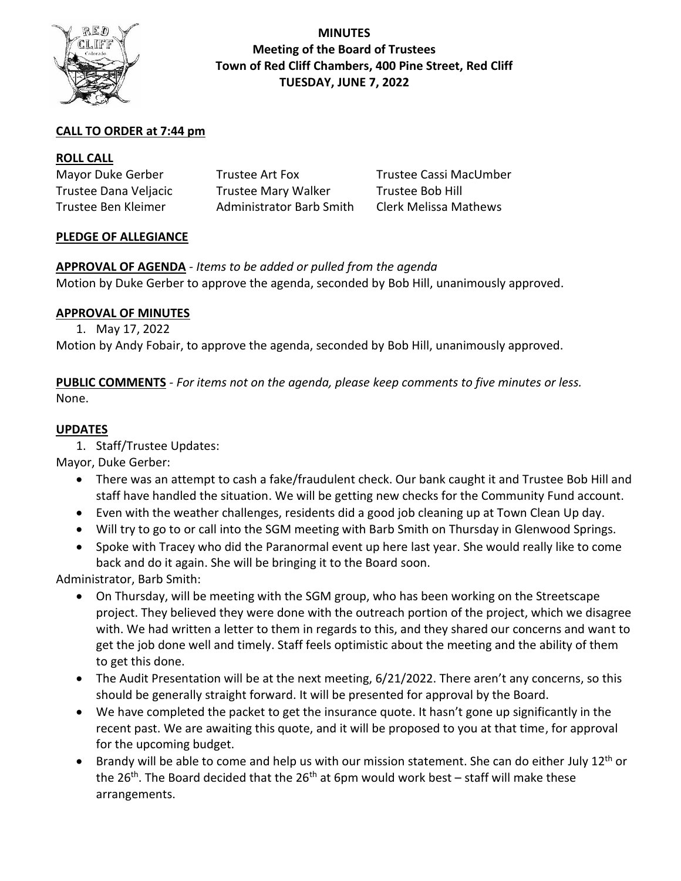# MINUTES
## Meeting of the Board of Trustees
## Town of Red Cliff Chambers, 400 Pine Street, Red Cliff
## TUESDAY, JUNE 7, 2022

**CALL TO ORDER at 7:44 pm**

**ROLL CALL**

| | | |
|---|---|---|
| Mayor Duke Gerber | Trustee Art Fox | Trustee Cassi MacUmber |
| Trustee Dana Veljacic | Trustee Mary Walker | Trustee Bob Hill |
| Trustee Ben Kleimer | Administrator Barb Smith | Clerk Melissa Mathews |

**PLEDGE OF ALLEGIANCE**

**APPROVAL OF AGENDA** - *Items to be added or pulled from the agenda*

Motion by Duke Gerber to approve the agenda, seconded by Bob Hill, unanimously approved.

**APPROVAL OF MINUTES**

1. May 17, 2022

Motion by Andy Fobair, to approve the agenda, seconded by Bob Hill, unanimously approved.

**PUBLIC COMMENTS** - *For items not on the agenda, please keep comments to five minutes or less.*

None.

**UPDATES**

1. Staff/Trustee Updates:

Mayor, Duke Gerber:

- There was an attempt to cash a fake/fraudulent check. Our bank caught it and Trustee Bob Hill and staff have handled the situation. We will be getting new checks for the Community Fund account.
- Even with the weather challenges, residents did a good job cleaning up at Town Clean Up day.
- Will try to go to or call into the SGM meeting with Barb Smith on Thursday in Glenwood Springs.
- Spoke with Tracey who did the Paranormal event up here last year. She would really like to come back and do it again. She will be bringing it to the Board soon.

Administrator, Barb Smith:

- On Thursday, will be meeting with the SGM group, who has been working on the Streetscape project. They believed they were done with the outreach portion of the project, which we disagree with. We had written a letter to them in regards to this, and they shared our concerns and want to get the job done well and timely. Staff feels optimistic about the meeting and the ability of them to get this done.
- The Audit Presentation will be at the next meeting, 6/21/2022. There aren't any concerns, so this should be generally straight forward. It will be presented for approval by the Board.
- We have completed the packet to get the insurance quote. It hasn't gone up significantly in the recent past. We are awaiting this quote, and it will be proposed to you at that time, for approval for the upcoming budget.
- Brandy will be able to come and help us with our mission statement. She can do either July 12th or the 26th. The Board decided that the 26th at 6pm would work best – staff will make these arrangements.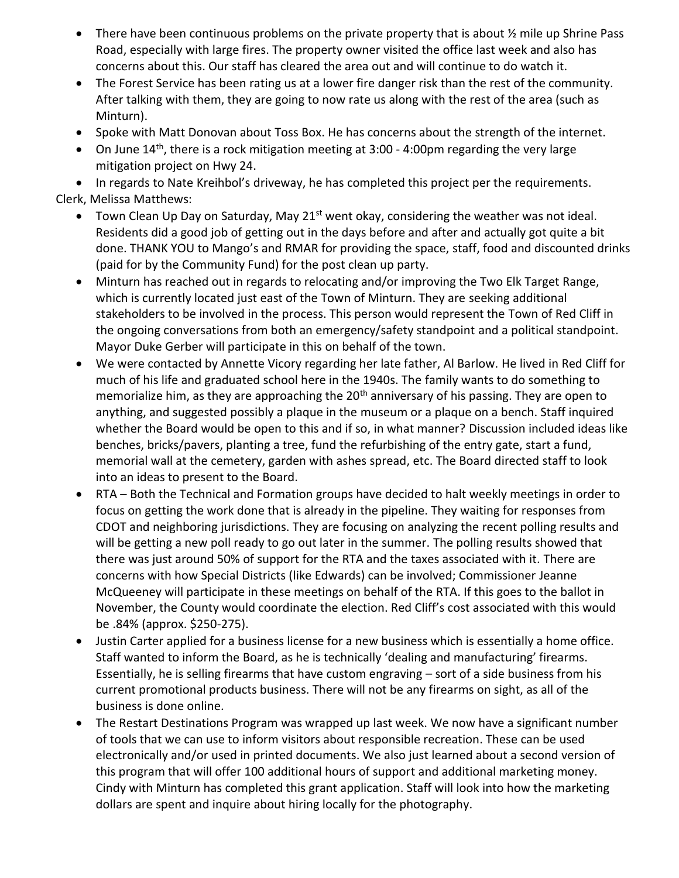- There have been continuous problems on the private property that is about ½ mile up Shrine Pass Road, especially with large fires. The property owner visited the office last week and also has concerns about this. Our staff has cleared the area out and will continue to do watch it.
- The Forest Service has been rating us at a lower fire danger risk than the rest of the community. After talking with them, they are going to now rate us along with the rest of the area (such as Minturn).
- Spoke with Matt Donovan about Toss Box. He has concerns about the strength of the internet.
- On June 14th, there is a rock mitigation meeting at 3:00 - 4:00pm regarding the very large mitigation project on Hwy 24.
- In regards to Nate Kreihbol's driveway, he has completed this project per the requirements.

Clerk, Melissa Matthews:

- Town Clean Up Day on Saturday, May 21st went okay, considering the weather was not ideal. Residents did a good job of getting out in the days before and after and actually got quite a bit done. THANK YOU to Mango's and RMAR for providing the space, staff, food and discounted drinks (paid for by the Community Fund) for the post clean up party.
- Minturn has reached out in regards to relocating and/or improving the Two Elk Target Range, which is currently located just east of the Town of Minturn. They are seeking additional stakeholders to be involved in the process. This person would represent the Town of Red Cliff in the ongoing conversations from both an emergency/safety standpoint and a political standpoint. Mayor Duke Gerber will participate in this on behalf of the town.
- We were contacted by Annette Vicory regarding her late father, Al Barlow. He lived in Red Cliff for much of his life and graduated school here in the 1940s. The family wants to do something to memorialize him, as they are approaching the 20th anniversary of his passing. They are open to anything, and suggested possibly a plaque in the museum or a plaque on a bench. Staff inquired whether the Board would be open to this and if so, in what manner? Discussion included ideas like benches, bricks/pavers, planting a tree, fund the refurbishing of the entry gate, start a fund, memorial wall at the cemetery, garden with ashes spread, etc. The Board directed staff to look into an ideas to present to the Board.
- RTA – Both the Technical and Formation groups have decided to halt weekly meetings in order to focus on getting the work done that is already in the pipeline. They waiting for responses from CDOT and neighboring jurisdictions. They are focusing on analyzing the recent polling results and will be getting a new poll ready to go out later in the summer. The polling results showed that there was just around 50% of support for the RTA and the taxes associated with it. There are concerns with how Special Districts (like Edwards) can be involved; Commissioner Jeanne McQueeney will participate in these meetings on behalf of the RTA. If this goes to the ballot in November, the County would coordinate the election. Red Cliff's cost associated with this would be .84% (approx. $250-275).
- Justin Carter applied for a business license for a new business which is essentially a home office. Staff wanted to inform the Board, as he is technically 'dealing and manufacturing' firearms. Essentially, he is selling firearms that have custom engraving – sort of a side business from his current promotional products business. There will not be any firearms on sight, as all of the business is done online.
- The Restart Destinations Program was wrapped up last week. We now have a significant number of tools that we can use to inform visitors about responsible recreation. These can be used electronically and/or used in printed documents. We also just learned about a second version of this program that will offer 100 additional hours of support and additional marketing money. Cindy with Minturn has completed this grant application. Staff will look into how the marketing dollars are spent and inquire about hiring locally for the photography.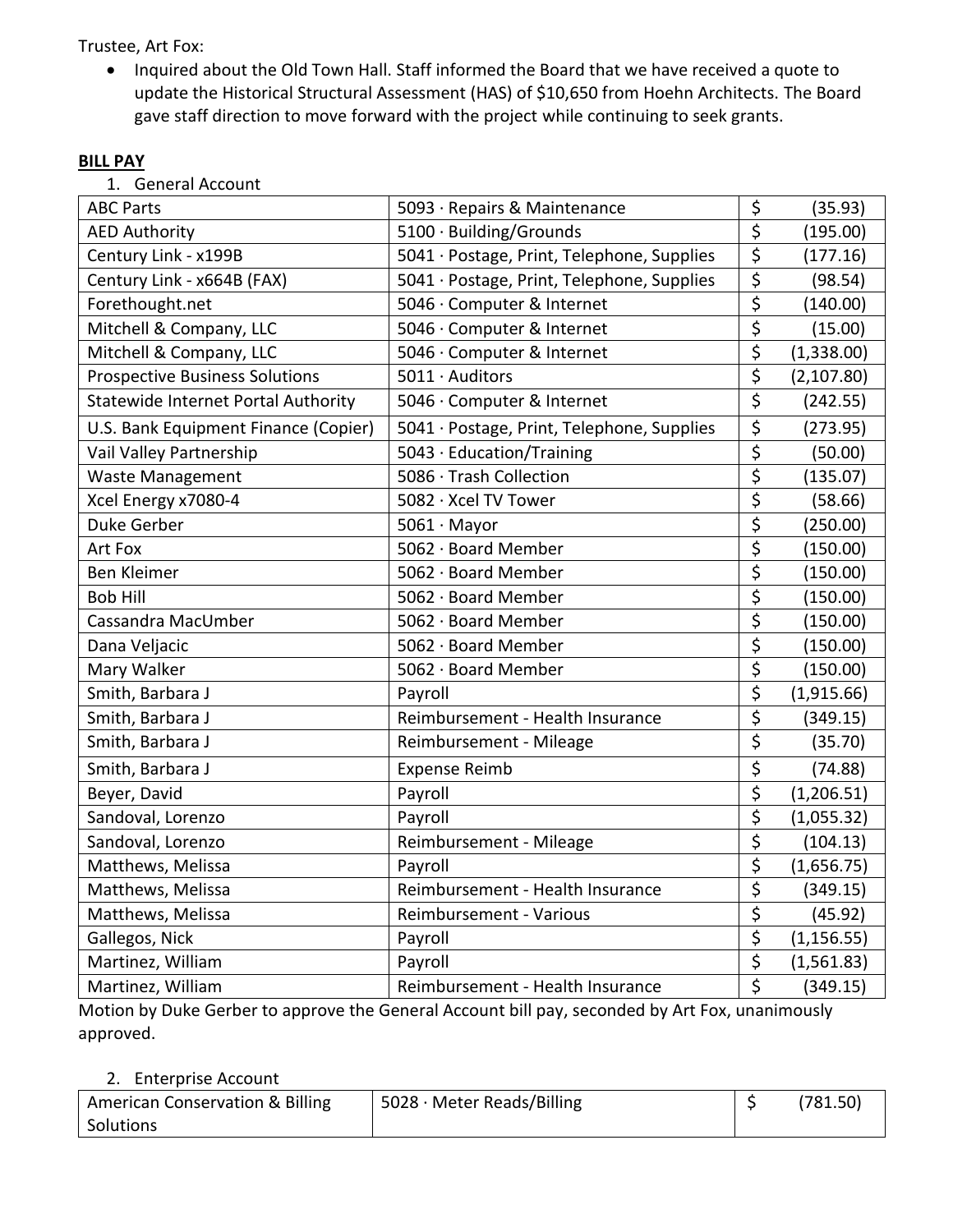Trustee, Art Fox:

- Inquired about the Old Town Hall. Staff informed the Board that we have received a quote to update the Historical Structural Assessment (HAS) of $10,650 from Hoehn Architects. The Board gave staff direction to move forward with the project while continuing to seek grants.

**BILL PAY**

1. General Account

| ABC Parts | 5093 · Repairs & Maintenance | $ | (35.93) |
|---|---|---|---|
| AED Authority | 5100 · Building/Grounds | $ | (195.00) |
| Century Link - x199B | 5041 · Postage, Print, Telephone, Supplies | $ | (177.16) |
| Century Link - x664B (FAX) | 5041 · Postage, Print, Telephone, Supplies | $ | (98.54) |
| Forethought.net | 5046 · Computer & Internet | $ | (140.00) |
| Mitchell & Company, LLC | 5046 · Computer & Internet | $ | (15.00) |
| Mitchell & Company, LLC | 5046 · Computer & Internet | $ | (1,338.00) |
| Prospective Business Solutions | 5011 · Auditors | $ | (2,107.80) |
| Statewide Internet Portal Authority | 5046 · Computer & Internet | $ | (242.55) |
| U.S. Bank Equipment Finance (Copier) | 5041 · Postage, Print, Telephone, Supplies | $ | (273.95) |
| Vail Valley Partnership | 5043 · Education/Training | $ | (50.00) |
| Waste Management | 5086 · Trash Collection | $ | (135.07) |
| Xcel Energy x7080-4 | 5082 · Xcel TV Tower | $ | (58.66) |
| Duke Gerber | 5061 · Mayor | $ | (250.00) |
| Art Fox | 5062 · Board Member | $ | (150.00) |
| Ben Kleimer | 5062 · Board Member | $ | (150.00) |
| Bob Hill | 5062 · Board Member | $ | (150.00) |
| Cassandra MacUmber | 5062 · Board Member | $ | (150.00) |
| Dana Veljacic | 5062 · Board Member | $ | (150.00) |
| Mary Walker | 5062 · Board Member | $ | (150.00) |
| Smith, Barbara J | Payroll | $ | (1,915.66) |
| Smith, Barbara J | Reimbursement - Health Insurance | $ | (349.15) |
| Smith, Barbara J | Reimbursement - Mileage | $ | (35.70) |
| Smith, Barbara J | Expense Reimb | $ | (74.88) |
| Beyer, David | Payroll | $ | (1,206.51) |
| Sandoval, Lorenzo | Payroll | $ | (1,055.32) |
| Sandoval, Lorenzo | Reimbursement - Mileage | $ | (104.13) |
| Matthews, Melissa | Payroll | $ | (1,656.75) |
| Matthews, Melissa | Reimbursement - Health Insurance | $ | (349.15) |
| Matthews, Melissa | Reimbursement - Various | $ | (45.92) |
| Gallegos, Nick | Payroll | $ | (1,156.55) |
| Martinez, William | Payroll | $ | (1,561.83) |
| Martinez, William | Reimbursement - Health Insurance | $ | (349.15) |

Motion by Duke Gerber to approve the General Account bill pay, seconded by Art Fox, unanimously approved.

2. Enterprise Account

| American Conservation & Billing Solutions | 5028 · Meter Reads/Billing | $ | (781.50) |
|---|---|---|---|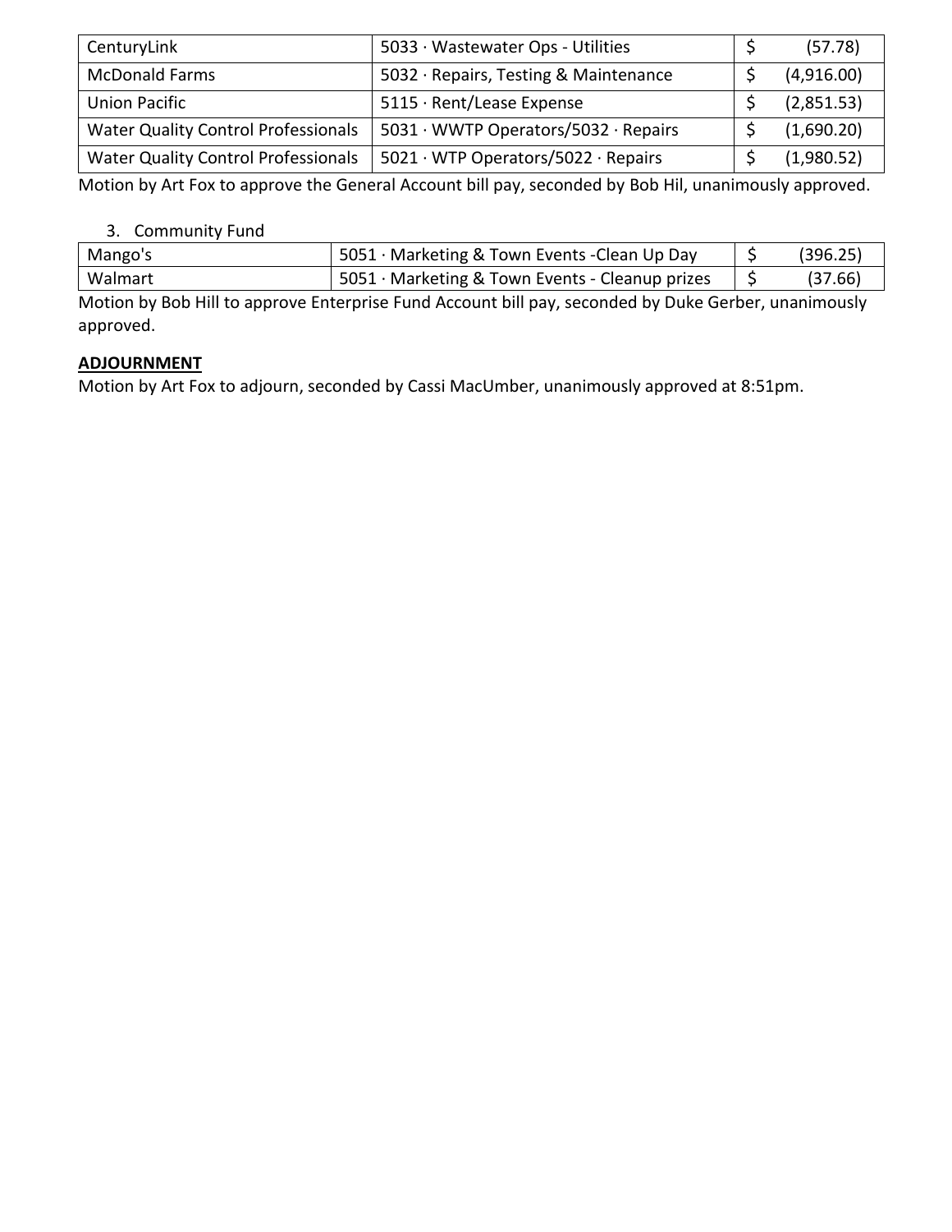| | | | |
|---|---|---|---|
| CenturyLink | 5033 · Wastewater Ops - Utilities | $ | (57.78) |
| McDonald Farms | 5032 · Repairs, Testing & Maintenance | $ | (4,916.00) |
| Union Pacific | 5115 · Rent/Lease Expense | $ | (2,851.53) |
| Water Quality Control Professionals | 5031 · WWTP Operators/5032 · Repairs | $ | (1,690.20) |
| Water Quality Control Professionals | 5021 · WTP Operators/5022 · Repairs | $ | (1,980.52) |

Motion by Art Fox to approve the General Account bill pay, seconded by Bob Hil, unanimously approved.

3. Community Fund

| | | | |
|---|---|---|---|
| Mango's | 5051 · Marketing & Town Events -Clean Up Day | $ | (396.25) |
| Walmart | 5051 · Marketing & Town Events - Cleanup prizes | $ | (37.66) |

Motion by Bob Hill to approve Enterprise Fund Account bill pay, seconded by Duke Gerber, unanimously approved.

**ADJOURNMENT**

Motion by Art Fox to adjourn, seconded by Cassi MacUmber, unanimously approved at 8:51pm.